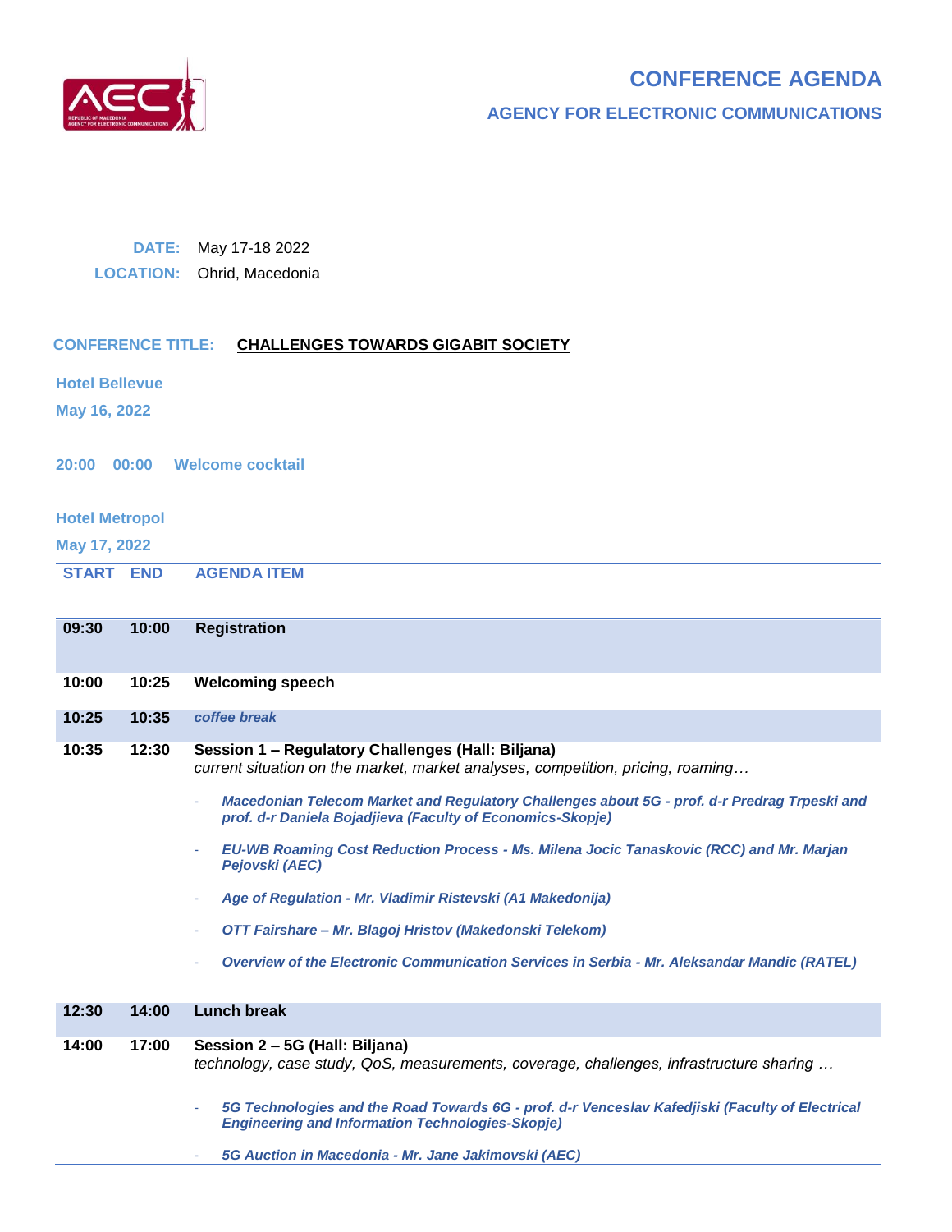# CONFERENCE AGENDA

## AGENCY FOR ELECTRONIC COMMUNICATIONS

**DATE:** May 17-18 2022

**LOCATION:** Ohrid, Macedonia

**CONFERENCE TITLE:** **CHALLENGES TOWARDS GIGABIT SOCIETY**

**Hotel Bellevue**

**May 16, 2022**

**20:00 00:00 Welcome cocktail**

**Hotel Metropol**

**May 17, 2022**

| START | END | AGENDA ITEM |
|---|---|---|
| **09:30** | **10:00** | **Registration** |
| **10:00** | **10:25** | **Welcoming speech** |
| **10:25** | **10:35** | *coffee break* |
| **10:35** | **12:30** | **Session 1 – Regulatory Challenges (Hall: Biljana)**<br>*current situation on the market, market analyses, competition, pricing, roaming…*<br>- ***Macedonian Telecom Market and Regulatory Challenges about 5G - prof. d-r Predrag Trpeski and prof. d-r Daniela Bojadjieva (Faculty of Economics-Skopje)***<br>- ***EU-WB Roaming Cost Reduction Process - Ms. Milena Jocic Tanaskovic (RCC) and Mr. Marjan Pejovski (AEC)***<br>- ***Age of Regulation - Mr. Vladimir Ristevski (A1 Makedonija)***<br>- ***OTT Fairshare – Mr. Blagoj Hristov (Makedonski Telekom)***<br>- ***Overview of the Electronic Communication Services in Serbia - Mr. Aleksandar Mandic (RATEL)*** |
| **12:30** | **14:00** | **Lunch break** |
| **14:00** | **17:00** | **Session 2 – 5G (Hall: Biljana)**<br>*technology, case study, QoS, measurements, coverage, challenges, infrastructure sharing …*<br>- ***5G Technologies and the Road Towards 6G - prof. d-r Venceslav Kafedjiski (Faculty of Electrical Engineering and Information Technologies-Skopje)***<br>- ***5G Auction in Macedonia - Mr. Jane Jakimovski (AEC)*** |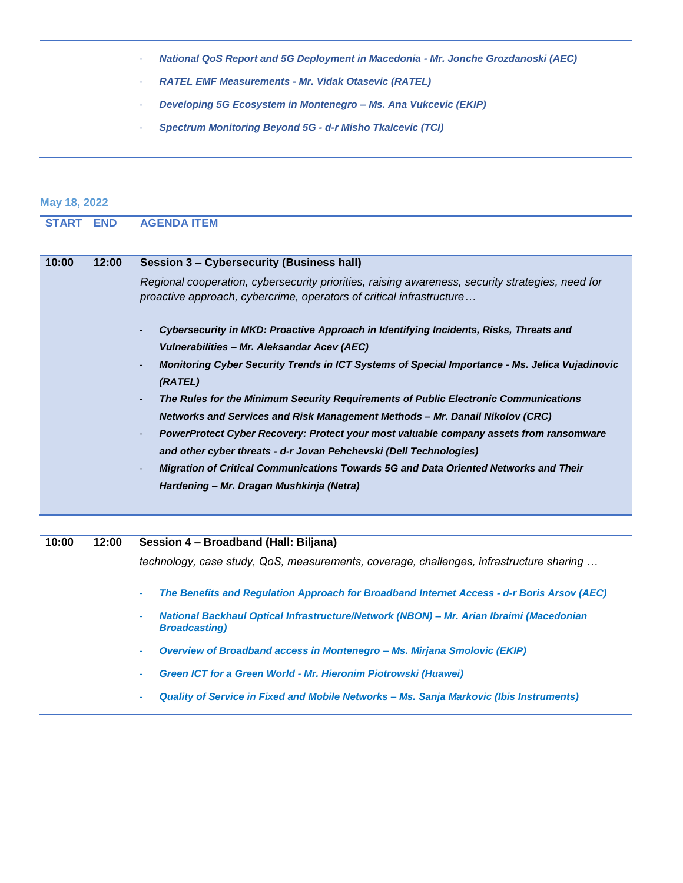- *National QoS Report and 5G Deployment in Macedonia - Mr. Jonche Grozdanoski (AEC)*
- *RATEL EMF Measurements - Mr. Vidak Otasevic (RATEL)*
- *Developing 5G Ecosystem in Montenegro – Ms. Ana Vukcevic (EKIP)*
- *Spectrum Monitoring Beyond 5G - d-r Misho Tkalcevic (TCI)*

## May 18, 2022

| START | END | AGENDA ITEM |
|---|---|---|
| 10:00 | 12:00 | **Session 3 – Cybersecurity (Business hall)** |

*Regional cooperation, cybersecurity priorities, raising awareness, security strategies, need for proactive approach, cybercrime, operators of critical infrastructure…*

- ***Cybersecurity in MKD: Proactive Approach in Identifying Incidents, Risks, Threats and Vulnerabilities – Mr. Aleksandar Acev (AEC)***
- ***Monitoring Cyber Security Trends in ICT Systems of Special Importance - Ms. Jelica Vujadinovic (RATEL)***
- ***The Rules for the Minimum Security Requirements of Public Electronic Communications Networks and Services and Risk Management Methods – Mr. Danail Nikolov (CRC)***
- ***PowerProtect Cyber Recovery: Protect your most valuable company assets from ransomware and other cyber threats - d-r Jovan Pehchevski (Dell Technologies)***
- ***Migration of Critical Communications Towards 5G and Data Oriented Networks and Their Hardening – Mr. Dragan Mushkinja (Netra)***

| START | END | AGENDA ITEM |
|---|---|---|
| 10:00 | 12:00 | **Session 4 – Broadband (Hall: Biljana)** |

*technology, case study, QoS, measurements, coverage, challenges, infrastructure sharing …*

- *The Benefits and Regulation Approach for Broadband Internet Access - d-r Boris Arsov (AEC)*
- *National Backhaul Optical Infrastructure/Network (NBON) – Mr. Arian Ibraimi (Macedonian Broadcasting)*
- *Overview of Broadband access in Montenegro – Ms. Mirjana Smolovic (EKIP)*
- *Green ICT for a Green World - Mr. Hieronim Piotrowski (Huawei)*
- *Quality of Service in Fixed and Mobile Networks – Ms. Sanja Markovic (Ibis Instruments)*